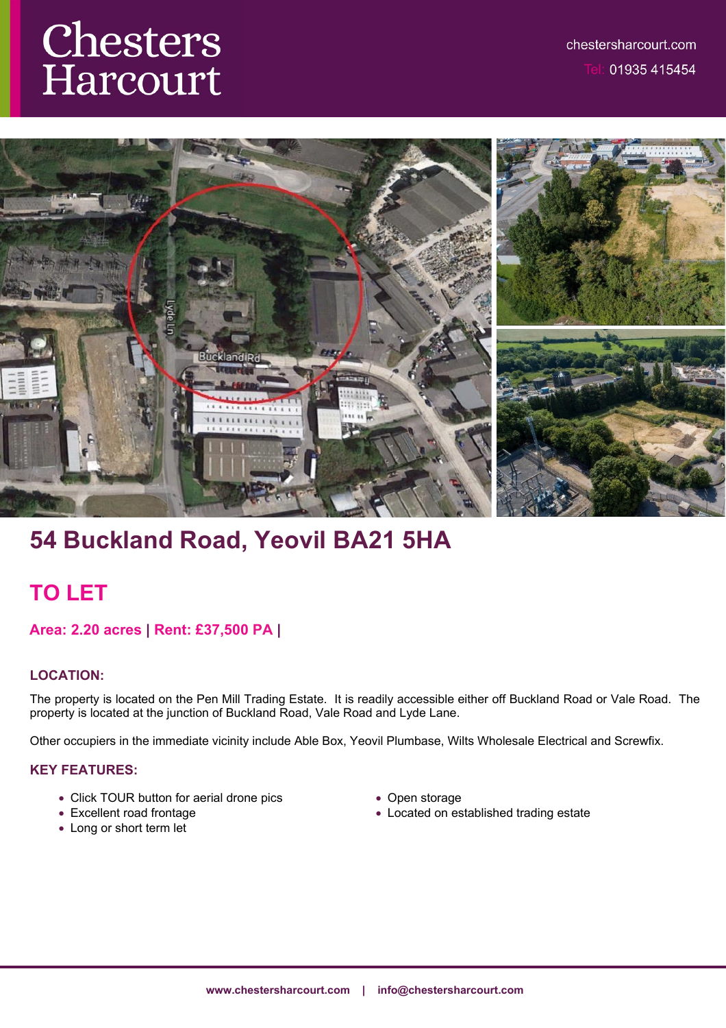# Chesters Harcourt

chestersharcourt.com

Tel: 01935 415454

## 54 Buckland Road, Yeovil BA21 5HA

## TO LET

**Area: 2.20 acres | Rent: £37,500 PA |**

### LOCATION:

The property is located on the Pen Mill Trading Estate. It is readily accessible either off Buckland Road or Vale Road. The property is located at the junction of Buckland Road, Vale Road and Lyde Lane.

Other occupiers in the immediate vicinity include Able Box, Yeovil Plumbase, Wilts Wholesale Electrical and Screwfix.

### KEY FEATURES:

- Click TOUR button for aerial drone pics
- Excellent road frontage
- Long or short term let
- Open storage
- Located on established trading estate

**www.chestersharcourt.com | info@chestersharcourt.com**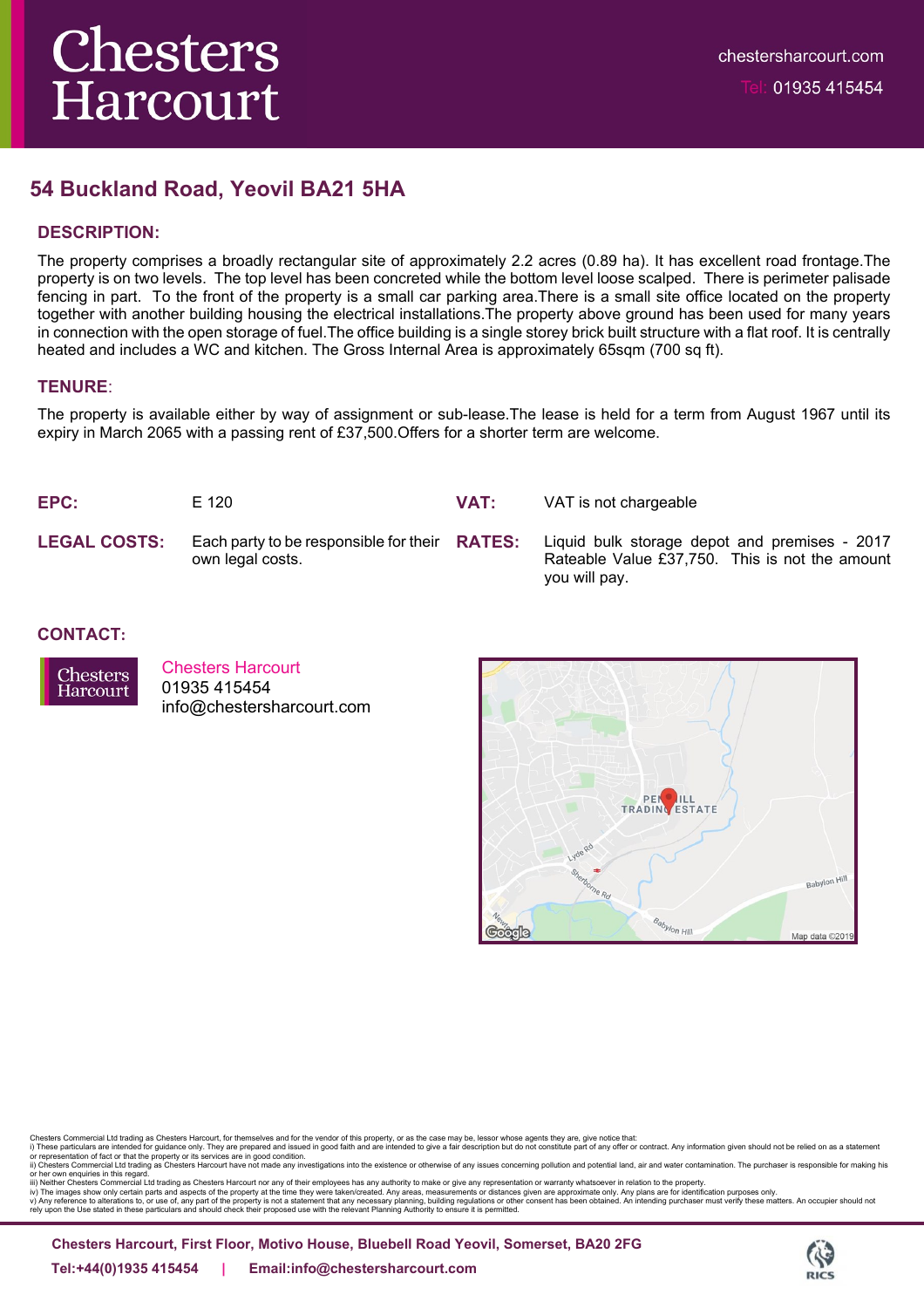# 54 Buckland Road, Yeovil BA21 5HA

## DESCRIPTION:

The property comprises a broadly rectangular site of approximately 2.2 acres (0.89 ha). It has excellent road frontage.The property is on two levels. The top level has been concreted while the bottom level loose scalped. There is perimeter palisade fencing in part. To the front of the property is a small car parking area.There is a small site office located on the property together with another building housing the electrical installations.The property above ground has been used for many years in connection with the open storage of fuel.The office building is a single storey brick built structure with a flat roof. It is centrally heated and includes a WC and kitchen. The Gross Internal Area is approximately 65sqm (700 sq ft).

## TENURE:

The property is available either by way of assignment or sub-lease.The lease is held for a term from August 1967 until its expiry in March 2065 with a passing rent of £37,500.Offers for a shorter term are welcome.

| | | | |
|---|---|---|---|
| **EPC:** | E 120 | **VAT:** | VAT is not chargeable |
| **LEGAL COSTS:** | Each party to be responsible for their own legal costs. | **RATES:** | Liquid bulk storage depot and premises - 2017 Rateable Value £37,750. This is not the amount you will pay. |

## CONTACT:

Chesters Harcourt
01935 415454
info@chestersharcourt.com

Chesters Commercial Ltd trading as Chesters Harcourt, for themselves and for the vendor of this property, or as the case may be, lessor whose agents they are, give notice that:
i) These particulars are intended for guidance only. They are prepared and issued in good faith and are intended to give a fair description but do not constitute part of any offer or contract. Any information given should not be relied on as a statement or representation of fact or that the property or its services are in good condition.
ii) Chesters Commercial Ltd trading as Chesters Harcourt have not made any investigations into the existence or otherwise of any issues concerning pollution and potential land, air and water contamination. The purchaser is responsible for making his or her own enquiries in this regard.
iii) Neither Chesters Commercial Ltd trading as Chesters Harcourt nor any of their employees has any authority to make or give any representation or warranty whatsoever in relation to the property.
iv) The images show only certain parts and aspects of the property at the time they were taken/created. Any areas, measurements or distances given are approximate only. Any plans are for identification purposes only.
v) Any reference to alterations to, or use of, any part of the property is not a statement that any necessary planning, building regulations or other consent has been obtained. An intending purchaser must verify these matters. An occupier should not rely upon the Use stated in these particulars and should check their proposed use with the relevant Planning Authority to ensure it is permitted.

**Chesters Harcourt, First Floor, Motivo House, Bluebell Road Yeovil, Somerset, BA20 2FG**

**Tel:+44(0)1935 415454 | Email:info@chestersharcourt.com**